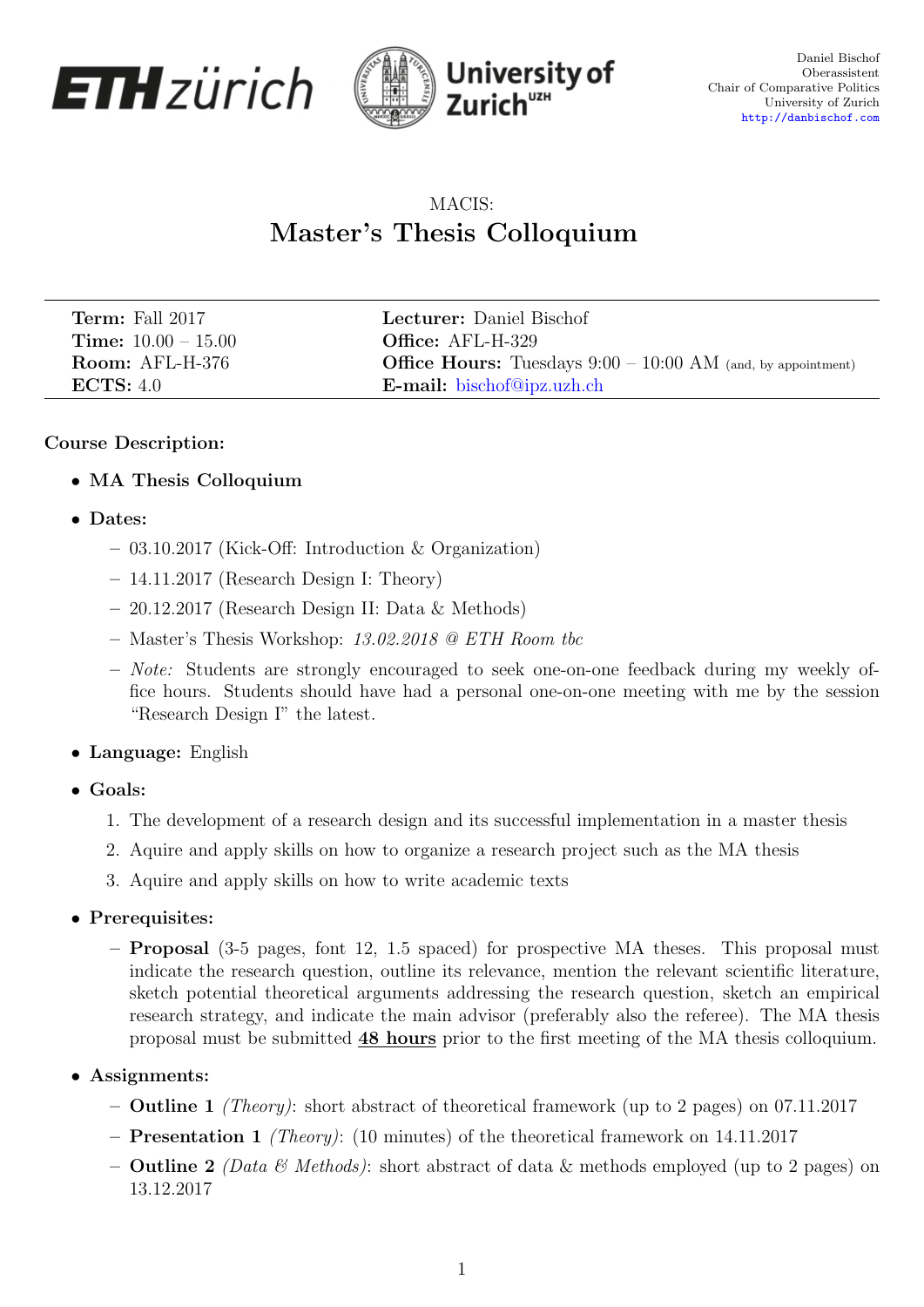Daniel Bischof
Oberassistent
Chair of Comparative Politics
University of Zurich
http://danbischof.com

MACIS:

# Master's Thesis Colloquium

| | |
|---|---|
| **Term:** Fall 2017 | **Lecturer:** Daniel Bischof |
| **Time:** 10.00 – 15.00 | **Office:** AFL-H-329 |
| **Room:** AFL-H-376 | **Office Hours:** Tuesdays 9:00 – 10:00 AM (and, by appointment) |
| **ECTS:** 4.0 | **E-mail:** bischof@ipz.uzh.ch |

**Course Description:**

- **MA Thesis Colloquium**
- **Dates:**
  - 03.10.2017 (Kick-Off: Introduction & Organization)
  - 14.11.2017 (Research Design I: Theory)
  - 20.12.2017 (Research Design II: Data & Methods)
  - Master's Thesis Workshop: *13.02.2018 @ ETH Room tbc*
  - *Note:* Students are strongly encouraged to seek one-on-one feedback during my weekly office hours. Students should have had a personal one-on-one meeting with me by the session "Research Design I" the latest.
- **Language:** English
- **Goals:**
  1. The development of a research design and its successful implementation in a master thesis
  2. Aquire and apply skills on how to organize a research project such as the MA thesis
  3. Aquire and apply skills on how to write academic texts
- **Prerequisites:**
  - **Proposal** (3-5 pages, font 12, 1.5 spaced) for prospective MA theses. This proposal must indicate the research question, outline its relevance, mention the relevant scientific literature, sketch potential theoretical arguments addressing the research question, sketch an empirical research strategy, and indicate the main advisor (preferably also the referee). The MA thesis proposal must be submitted **48 hours** prior to the first meeting of the MA thesis colloquium.
- **Assignments:**
  - **Outline 1** *(Theory)*: short abstract of theoretical framework (up to 2 pages) on 07.11.2017
  - **Presentation 1** *(Theory)*: (10 minutes) of the theoretical framework on 14.11.2017
  - **Outline 2** *(Data & Methods)*: short abstract of data & methods employed (up to 2 pages) on 13.12.2017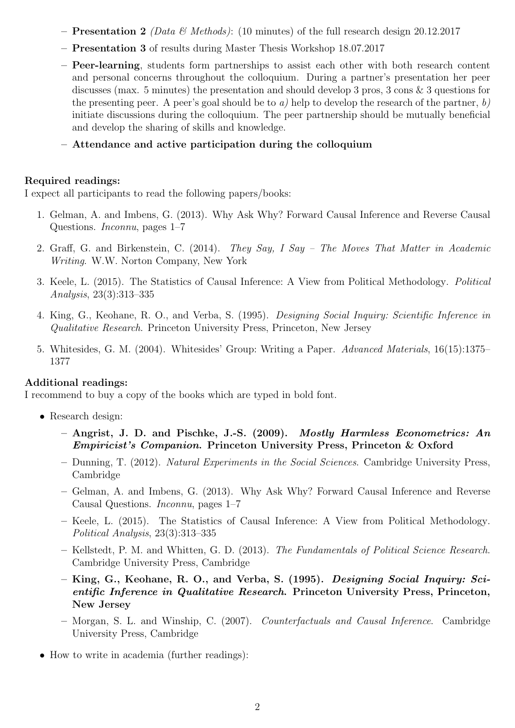- **Presentation 2** *(Data & Methods)*: (10 minutes) of the full research design 20.12.2017
  - **Presentation 3** of results during Master Thesis Workshop 18.07.2017
  - **Peer-learning**, students form partnerships to assist each other with both research content and personal concerns throughout the colloquium. During a partner's presentation her peer discusses (max. 5 minutes) the presentation and should develop 3 pros, 3 cons & 3 questions for the presenting peer. A peer's goal should be to *a)* help to develop the research of the partner, *b)* initiate discussions during the colloquium. The peer partnership should be mutually beneficial and develop the sharing of skills and knowledge.
  - **Attendance and active participation during the colloquium**

**Required readings:**
I expect all participants to read the following papers/books:

1. Gelman, A. and Imbens, G. (2013). Why Ask Why? Forward Causal Inference and Reverse Causal Questions. *Inconnu*, pages 1–7
2. Graff, G. and Birkenstein, C. (2014). *They Say, I Say – The Moves That Matter in Academic Writing*. W.W. Norton Company, New York
3. Keele, L. (2015). The Statistics of Causal Inference: A View from Political Methodology. *Political Analysis*, 23(3):313–335
4. King, G., Keohane, R. O., and Verba, S. (1995). *Designing Social Inquiry: Scientific Inference in Qualitative Research*. Princeton University Press, Princeton, New Jersey
5. Whitesides, G. M. (2004). Whitesides' Group: Writing a Paper. *Advanced Materials*, 16(15):1375–1377

**Additional readings:**
I recommend to buy a copy of the books which are typed in bold font.

- Research design:
  - **Angrist, J. D. and Pischke, J.-S. (2009).** ***Mostly Harmless Econometrics: An Empiricist's Companion*****. Princeton University Press, Princeton & Oxford**
  - Dunning, T. (2012). *Natural Experiments in the Social Sciences*. Cambridge University Press, Cambridge
  - Gelman, A. and Imbens, G. (2013). Why Ask Why? Forward Causal Inference and Reverse Causal Questions. *Inconnu*, pages 1–7
  - Keele, L. (2015). The Statistics of Causal Inference: A View from Political Methodology. *Political Analysis*, 23(3):313–335
  - Kellstedt, P. M. and Whitten, G. D. (2013). *The Fundamentals of Political Science Research*. Cambridge University Press, Cambridge
  - **King, G., Keohane, R. O., and Verba, S. (1995).** ***Designing Social Inquiry: Scientific Inference in Qualitative Research*****. Princeton University Press, Princeton, New Jersey**
  - Morgan, S. L. and Winship, C. (2007). *Counterfactuals and Causal Inference*. Cambridge University Press, Cambridge
- How to write in academia (further readings):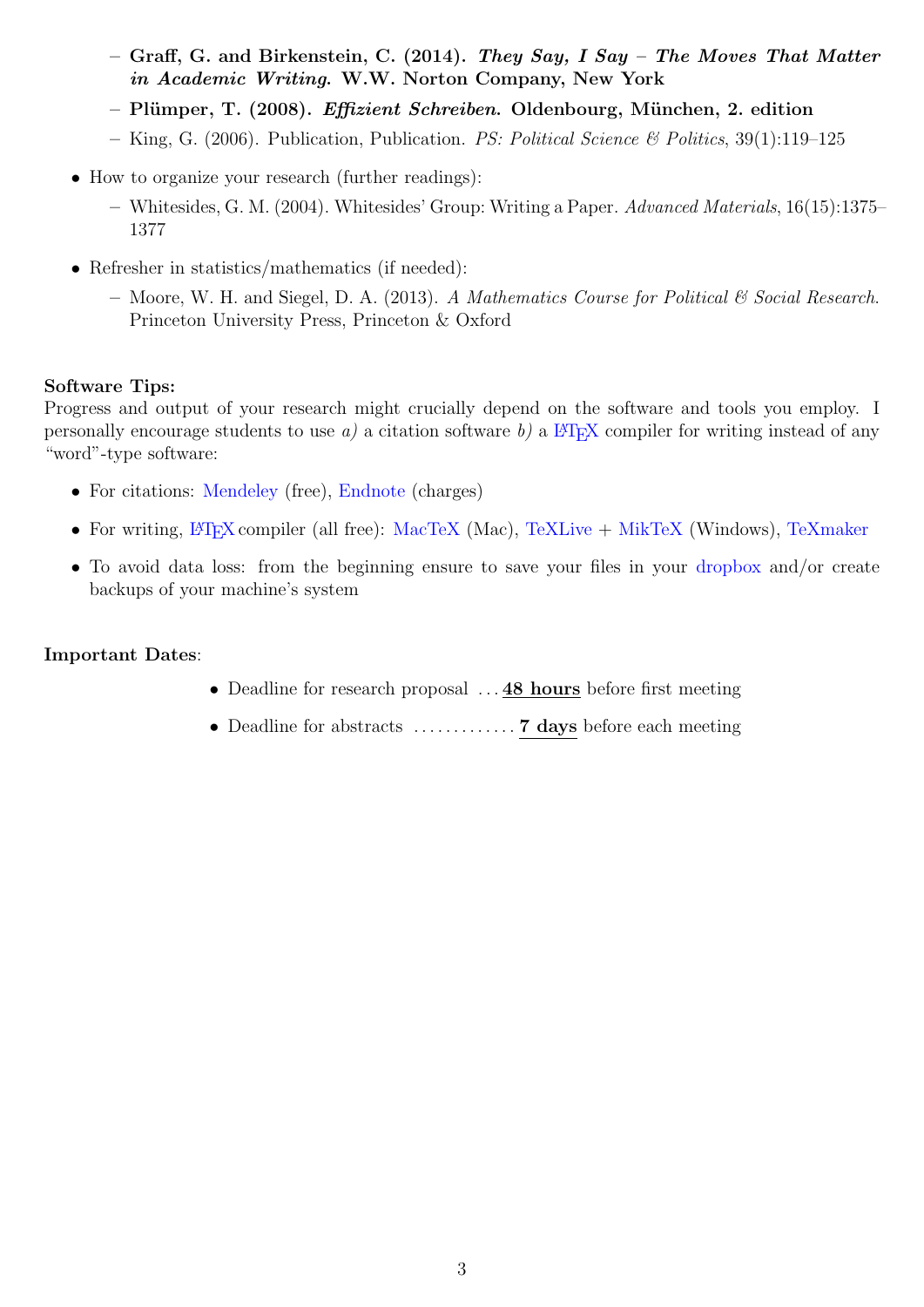- **Graff, G. and Birkenstein, C. (2014). *They Say, I Say – The Moves That Matter in Academic Writing.* W.W. Norton Company, New York**
  - **Plümper, T. (2008). *Effizient Schreiben.* Oldenbourg, München, 2. edition**
  - King, G. (2006). Publication, Publication. *PS: Political Science & Politics*, 39(1):119–125

- How to organize your research (further readings):
  - Whitesides, G. M. (2004). Whitesides' Group: Writing a Paper. *Advanced Materials*, 16(15):1375–1377

- Refresher in statistics/mathematics (if needed):
  - Moore, W. H. and Siegel, D. A. (2013). *A Mathematics Course for Political & Social Research.* Princeton University Press, Princeton & Oxford

**Software Tips:**
Progress and output of your research might crucially depend on the software and tools you employ. I personally encourage students to use *a)* a citation software *b)* a LaTeX compiler for writing instead of any "word"-type software:

- For citations: Mendeley (free), Endnote (charges)
- For writing, LaTeX compiler (all free): MacTeX (Mac), TeXLive + MikTeX (Windows), TeXmaker
- To avoid data loss: from the beginning ensure to save your files in your dropbox and/or create backups of your machine's system

**Important Dates**:

- Deadline for research proposal ... **48 hours** before first meeting
- Deadline for abstracts ............. **7 days** before each meeting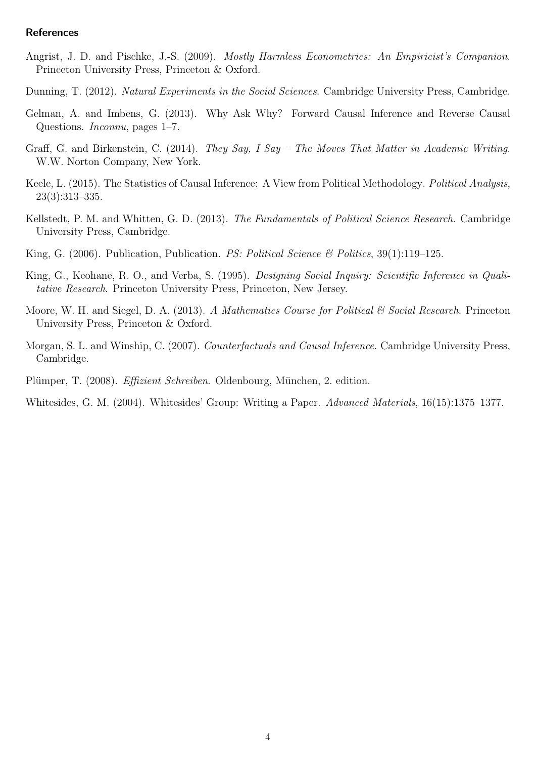## References

Angrist, J. D. and Pischke, J.-S. (2009). *Mostly Harmless Econometrics: An Empiricist's Companion*. Princeton University Press, Princeton & Oxford.

Dunning, T. (2012). *Natural Experiments in the Social Sciences*. Cambridge University Press, Cambridge.

Gelman, A. and Imbens, G. (2013). Why Ask Why? Forward Causal Inference and Reverse Causal Questions. *Inconnu*, pages 1–7.

Graff, G. and Birkenstein, C. (2014). *They Say, I Say – The Moves That Matter in Academic Writing*. W.W. Norton Company, New York.

Keele, L. (2015). The Statistics of Causal Inference: A View from Political Methodology. *Political Analysis*, 23(3):313–335.

Kellstedt, P. M. and Whitten, G. D. (2013). *The Fundamentals of Political Science Research*. Cambridge University Press, Cambridge.

King, G. (2006). Publication, Publication. *PS: Political Science & Politics*, 39(1):119–125.

King, G., Keohane, R. O., and Verba, S. (1995). *Designing Social Inquiry: Scientific Inference in Qualitative Research*. Princeton University Press, Princeton, New Jersey.

Moore, W. H. and Siegel, D. A. (2013). *A Mathematics Course for Political & Social Research*. Princeton University Press, Princeton & Oxford.

Morgan, S. L. and Winship, C. (2007). *Counterfactuals and Causal Inference*. Cambridge University Press, Cambridge.

Plümper, T. (2008). *Effizient Schreiben*. Oldenbourg, München, 2. edition.

Whitesides, G. M. (2004). Whitesides' Group: Writing a Paper. *Advanced Materials*, 16(15):1375–1377.